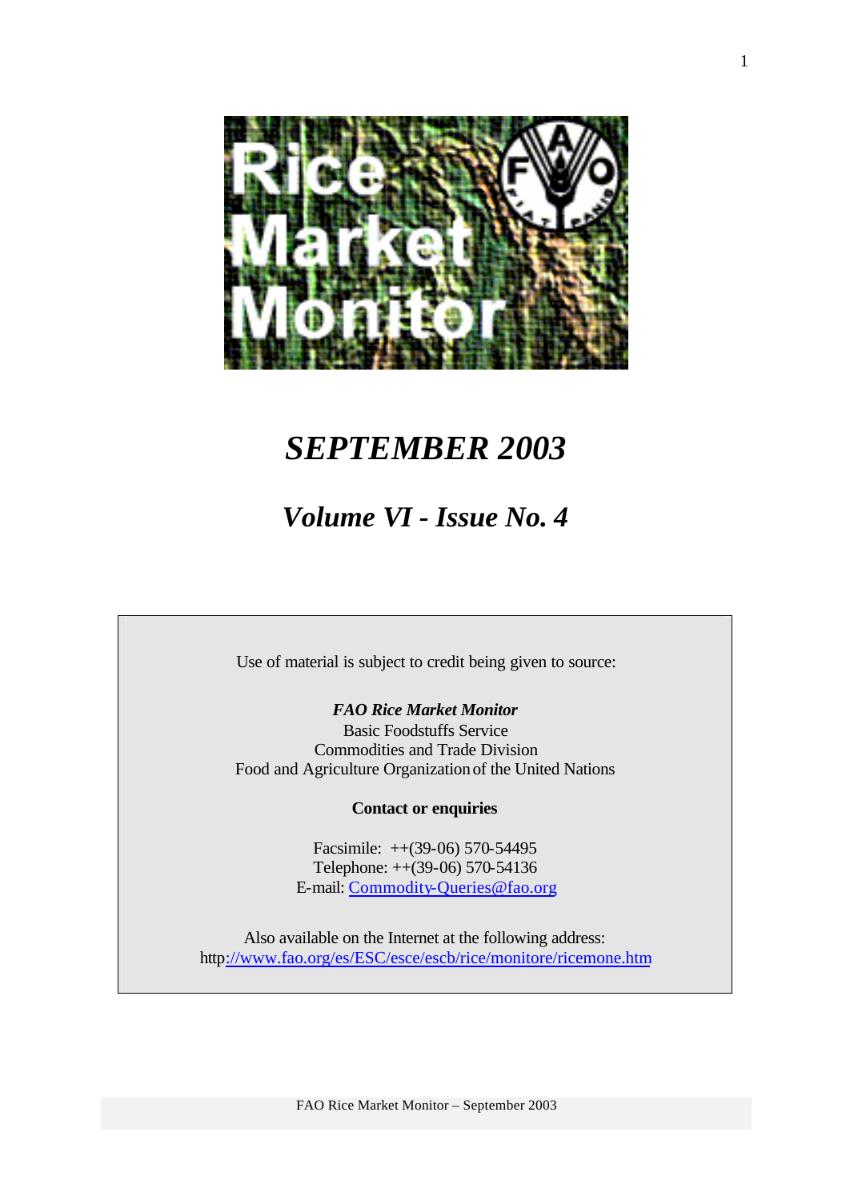# SEPTEMBER 2003

## Volume VI - Issue No. 4

Use of material is subject to credit being given to source:

***FAO Rice Market Monitor***
Basic Foodstuffs Service
Commodities and Trade Division
Food and Agriculture Organization of the United Nations

**Contact or enquiries**

Facsimile: ++(39-06) 570-54495
Telephone: ++(39-06) 570-54136
E-mail: Commodity-Queries@fao.org

Also available on the Internet at the following address:
http://www.fao.org/es/ESC/esce/escb/rice/monitore/ricemone.htm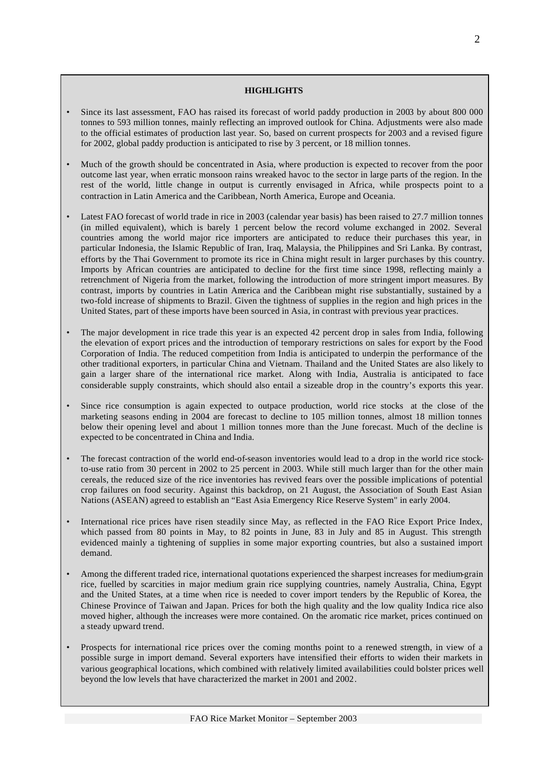## HIGHLIGHTS

- Since its last assessment, FAO has raised its forecast of world paddy production in 2003 by about 800 000 tonnes to 593 million tonnes, mainly reflecting an improved outlook for China. Adjustments were also made to the official estimates of production last year. So, based on current prospects for 2003 and a revised figure for 2002, global paddy production is anticipated to rise by 3 percent, or 18 million tonnes.

- Much of the growth should be concentrated in Asia, where production is expected to recover from the poor outcome last year, when erratic monsoon rains wreaked havoc to the sector in large parts of the region. In the rest of the world, little change in output is currently envisaged in Africa, while prospects point to a contraction in Latin America and the Caribbean, North America, Europe and Oceania.

- Latest FAO forecast of world trade in rice in 2003 (calendar year basis) has been raised to 27.7 million tonnes (in milled equivalent), which is barely 1 percent below the record volume exchanged in 2002. Several countries among the world major rice importers are anticipated to reduce their purchases this year, in particular Indonesia, the Islamic Republic of Iran, Iraq, Malaysia, the Philippines and Sri Lanka. By contrast, efforts by the Thai Government to promote its rice in China might result in larger purchases by this country. Imports by African countries are anticipated to decline for the first time since 1998, reflecting mainly a retrenchment of Nigeria from the market, following the introduction of more stringent import measures. By contrast, imports by countries in Latin America and the Caribbean might rise substantially, sustained by a two-fold increase of shipments to Brazil. Given the tightness of supplies in the region and high prices in the United States, part of these imports have been sourced in Asia, in contrast with previous year practices.

- The major development in rice trade this year is an expected 42 percent drop in sales from India, following the elevation of export prices and the introduction of temporary restrictions on sales for export by the Food Corporation of India. The reduced competition from India is anticipated to underpin the performance of the other traditional exporters, in particular China and Vietnam. Thailand and the United States are also likely to gain a larger share of the international rice market. Along with India, Australia is anticipated to face considerable supply constraints, which should also entail a sizeable drop in the country's exports this year.

- Since rice consumption is again expected to outpace production, world rice stocks at the close of the marketing seasons ending in 2004 are forecast to decline to 105 million tonnes, almost 18 million tonnes below their opening level and about 1 million tonnes more than the June forecast. Much of the decline is expected to be concentrated in China and India.

- The forecast contraction of the world end-of-season inventories would lead to a drop in the world rice stock-to-use ratio from 30 percent in 2002 to 25 percent in 2003. While still much larger than for the other main cereals, the reduced size of the rice inventories has revived fears over the possible implications of potential crop failures on food security. Against this backdrop, on 21 August, the Association of South East Asian Nations (ASEAN) agreed to establish an "East Asia Emergency Rice Reserve System" in early 2004.

- International rice prices have risen steadily since May, as reflected in the FAO Rice Export Price Index, which passed from 80 points in May, to 82 points in June, 83 in July and 85 in August. This strength evidenced mainly a tightening of supplies in some major exporting countries, but also a sustained import demand.

- Among the different traded rice, international quotations experienced the sharpest increases for medium-grain rice, fuelled by scarcities in major medium grain rice supplying countries, namely Australia, China, Egypt and the United States, at a time when rice is needed to cover import tenders by the Republic of Korea, the Chinese Province of Taiwan and Japan. Prices for both the high quality and the low quality Indica rice also moved higher, although the increases were more contained. On the aromatic rice market, prices continued on a steady upward trend.

- Prospects for international rice prices over the coming months point to a renewed strength, in view of a possible surge in import demand. Several exporters have intensified their efforts to widen their markets in various geographical locations, which combined with relatively limited availabilities could bolster prices well beyond the low levels that have characterized the market in 2001 and 2002.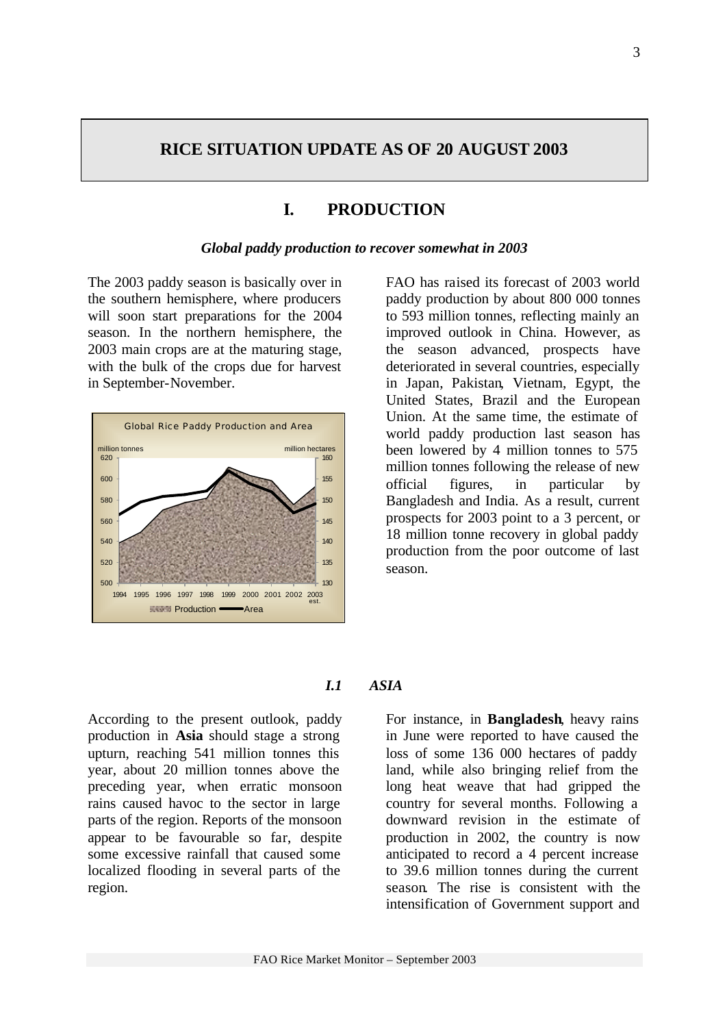# RICE SITUATION UPDATE AS OF 20 AUGUST 2003

## I. PRODUCTION

***Global paddy production to recover somewhat in 2003***

The 2003 paddy season is basically over in the southern hemisphere, where producers will soon start preparations for the 2004 season. In the northern hemisphere, the 2003 main crops are at the maturing stage, with the bulk of the crops due for harvest in September-November.

Global Rice Paddy Production and Area

FAO has raised its forecast of 2003 world paddy production by about 800 000 tonnes to 593 million tonnes, reflecting mainly an improved outlook in China. However, as the season advanced, prospects have deteriorated in several countries, especially in Japan, Pakistan, Vietnam, Egypt, the United States, Brazil and the European Union. At the same time, the estimate of world paddy production last season has been lowered by 4 million tonnes to 575 million tonnes following the release of new official figures, in particular by Bangladesh and India. As a result, current prospects for 2003 point to a 3 percent, or 18 million tonne recovery in global paddy production from the poor outcome of last season.

### *I.1 ASIA*

According to the present outlook, paddy production in **Asia** should stage a strong upturn, reaching 541 million tonnes this year, about 20 million tonnes above the preceding year, when erratic monsoon rains caused havoc to the sector in large parts of the region. Reports of the monsoon appear to be favourable so far, despite some excessive rainfall that caused some localized flooding in several parts of the region.

For instance, in **Bangladesh**, heavy rains in June were reported to have caused the loss of some 136 000 hectares of paddy land, while also bringing relief from the long heat weave that had gripped the country for several months. Following a downward revision in the estimate of production in 2002, the country is now anticipated to record a 4 percent increase to 39.6 million tonnes during the current season. The rise is consistent with the intensification of Government support and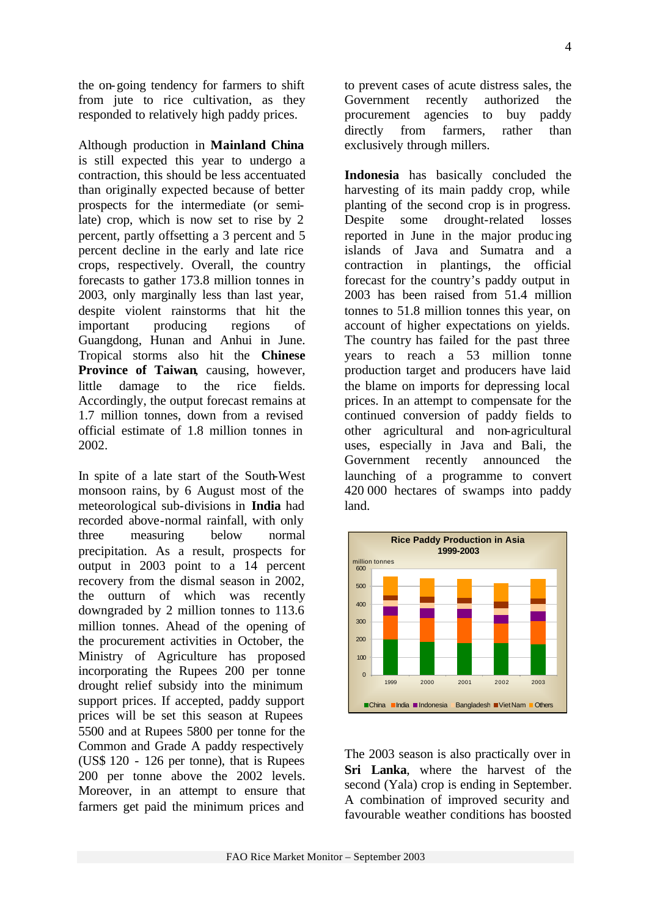the on-going tendency for farmers to shift from jute to rice cultivation, as they responded to relatively high paddy prices.

Although production in **Mainland China** is still expected this year to undergo a contraction, this should be less accentuated than originally expected because of better prospects for the intermediate (or semi-late) crop, which is now set to rise by 2 percent, partly offsetting a 3 percent and 5 percent decline in the early and late rice crops, respectively. Overall, the country forecasts to gather 173.8 million tonnes in 2003, only marginally less than last year, despite violent rainstorms that hit the important producing regions of Guangdong, Hunan and Anhui in June. Tropical storms also hit the **Chinese Province of Taiwan**, causing, however, little damage to the rice fields. Accordingly, the output forecast remains at 1.7 million tonnes, down from a revised official estimate of 1.8 million tonnes in 2002.

In spite of a late start of the South-West monsoon rains, by 6 August most of the meteorological sub-divisions in **India** had recorded above-normal rainfall, with only three measuring below normal precipitation. As a result, prospects for output in 2003 point to a 14 percent recovery from the dismal season in 2002, the outturn of which was recently downgraded by 2 million tonnes to 113.6 million tonnes. Ahead of the opening of the procurement activities in October, the Ministry of Agriculture has proposed incorporating the Rupees 200 per tonne drought relief subsidy into the minimum support prices. If accepted, paddy support prices will be set this season at Rupees 5500 and at Rupees 5800 per tonne for the Common and Grade A paddy respectively (US$ 120 - 126 per tonne), that is Rupees 200 per tonne above the 2002 levels. Moreover, in an attempt to ensure that farmers get paid the minimum prices and to prevent cases of acute distress sales, the Government recently authorized the procurement agencies to buy paddy directly from farmers, rather than exclusively through millers.

**Indonesia** has basically concluded the harvesting of its main paddy crop, while planting of the second crop is in progress. Despite some drought-related losses reported in June in the major producing islands of Java and Sumatra and a contraction in plantings, the official forecast for the country's paddy output in 2003 has been raised from 51.4 million tonnes to 51.8 million this year, on account of higher expectations on yields. The country has failed for the past three years to reach a 53 million tonne production target and producers have laid the blame on imports for depressing local prices. In an attempt to compensate for the continued conversion of paddy fields to other agricultural and non-agricultural uses, especially in Java and Bali, the Government recently announced the launching of a programme to convert 420 000 hectares of swamps into paddy land.

**Rice Paddy Production in Asia 1999-2003**

(million tonnes; stacked bars for 1999, 2000, 2001, 2002, 2003 — China, India, Indonesia, Bangladesh, Viet Nam, Others)

The 2003 season is also practically over in **Sri Lanka**, where the harvest of the second (Yala) crop is ending in September. A combination of improved security and favourable weather conditions has boosted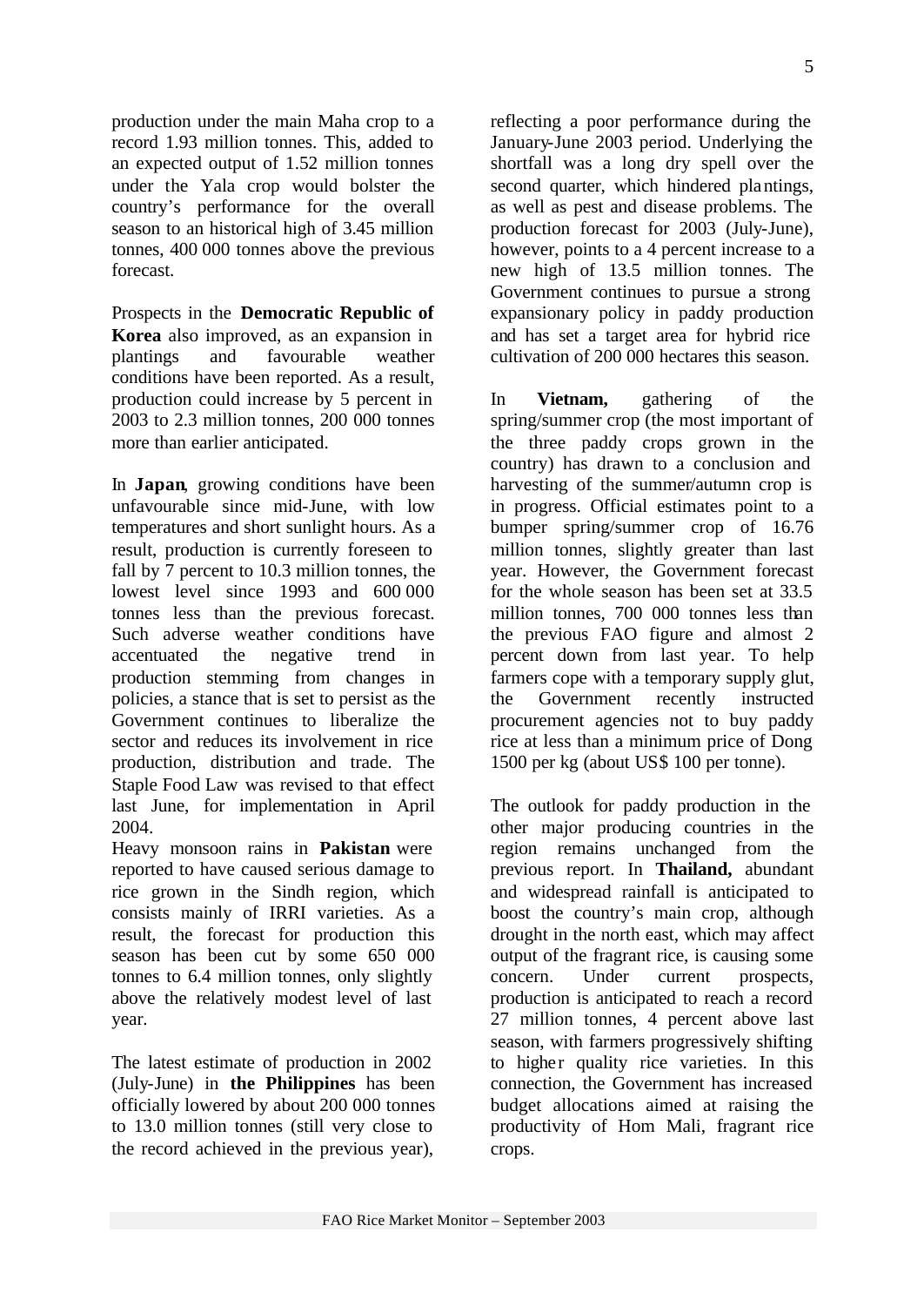production under the main Maha crop to a record 1.93 million tonnes. This, added to an expected output of 1.52 million tonnes under the Yala crop would bolster the country's performance for the overall season to an historical high of 3.45 million tonnes, 400 000 tonnes above the previous forecast.

Prospects in the **Democratic Republic of Korea** also improved, as an expansion in plantings and favourable weather conditions have been reported. As a result, production could increase by 5 percent in 2003 to 2.3 million tonnes, 200 000 tonnes more than earlier anticipated.

In **Japan**, growing conditions have been unfavourable since mid-June, with low temperatures and short sunlight hours. As a result, production is currently foreseen to fall by 7 percent to 10.3 million tonnes, the lowest level since 1993 and 600 000 tonnes less than the previous forecast. Such adverse weather conditions have accentuated the negative trend in production stemming from changes in policies, a stance that is set to persist as the Government continues to liberalize the sector and reduces its involvement in rice production, distribution and trade. The Staple Food Law was revised to that effect last June, for implementation in April 2004.

Heavy monsoon rains in **Pakistan** were reported to have caused serious damage to rice grown in the Sindh region, which consists mainly of IRRI varieties. As a result, the forecast for production this season has been cut by some 650 000 tonnes to 6.4 million tonnes, only slightly above the relatively modest level of last year.

The latest estimate of production in 2002 (July-June) in **the Philippines** has been officially lowered by about 200 000 tonnes to 13.0 million tonnes (still very close to the record achieved in the previous year), reflecting a poor performance during the January-June 2003 period. Underlying the shortfall was a long dry spell over the second quarter, which hindered plantings, as well as pest and disease problems. The production forecast for 2003 (July-June), however, points to a 4 percent increase to a new high of 13.5 million tonnes. The Government continues to pursue a strong expansionary policy in paddy production and has set a target area for hybrid rice cultivation of 200 000 hectares this season.

In **Vietnam,** gathering of the spring/summer crop (the most important of the three paddy crops grown in the country) has drawn to a conclusion and harvesting of the summer/autumn crop is in progress. Official estimates point to a bumper spring/summer crop of 16.76 million tonnes, slightly greater than last year. However, the Government forecast for the whole season has been set at 33.5 million tonnes, 700 000 tonnes less than the previous FAO figure and almost 2 percent down from last year. To help farmers cope with a temporary supply glut, the Government recently instructed procurement agencies not to buy paddy rice at less than a minimum price of Dong 1500 per kg (about US$ 100 per tonne).

The outlook for paddy production in the other major producing countries in the region remains unchanged from the previous report. In **Thailand,** abundant and widespread rainfall is anticipated to boost the country's main crop, although drought in the north east, which may affect output of the fragrant rice, is causing some concern. Under current prospects, production is anticipated to reach a record 27 million tonnes, 4 percent above last season, with farmers progressively shifting to higher quality rice varieties. In this connection, the Government has increased budget allocations aimed at raising the productivity of Hom Mali, fragrant rice crops.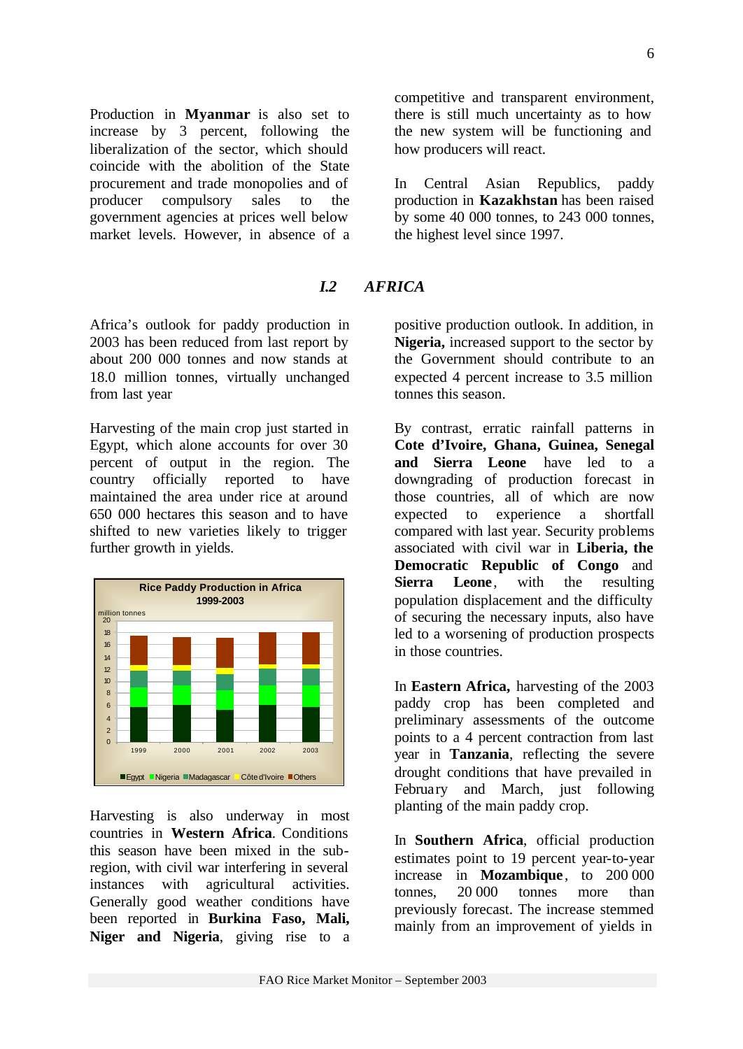Production in **Myanmar** is also set to increase by 3 percent, following the liberalization of the sector, which should coincide with the abolition of the State procurement and trade monopolies and of producer compulsory sales to the government agencies at prices well below market levels. However, in absence of a competitive and transparent environment, there is still much uncertainty as to how the new system will be functioning and how producers will react.

In Central Asian Republics, paddy production in **Kazakhstan** has been raised by some 40 000 tonnes, to 243 000 tonnes, the highest level since 1997.

## *I.2 AFRICA*

Africa's outlook for paddy production in 2003 has been reduced from last report by about 200 000 tonnes and now stands at 18.0 million tonnes, virtually unchanged from last year

Harvesting of the main crop just started in Egypt, which alone accounts for over 30 percent of output in the region. The country officially reported to have maintained the area under rice at around 650 000 hectares this season and to have shifted to new varieties likely to trigger further growth in yields.

**Rice Paddy Production in Africa 1999-2003**

Harvesting is also underway in most countries in **Western Africa**. Conditions this season have been mixed in the sub-region, with civil war interfering in several instances with agricultural activities. Generally good weather conditions have been reported in **Burkina Faso, Mali, Niger and Nigeria**, giving rise to a positive production outlook. In addition, in **Nigeria,** increased support to the sector by the Government should contribute to an expected 4 percent increase to 3.5 million tonnes this season.

By contrast, erratic rainfall patterns in **Cote d'Ivoire, Ghana, Guinea, Senegal and Sierra Leone** have led to a downgrading of production forecast in those countries, all of which are now expected to experience a shortfall compared with last year. Security problems associated with civil war in **Liberia, the Democratic Republic of Congo** and **Sierra Leone**, with the resulting population displacement and the difficulty of securing the necessary inputs, also have led to a worsening of production prospects in those countries.

In **Eastern Africa,** harvesting of the 2003 paddy crop has been completed and preliminary assessments of the outcome points to a 4 percent contraction from last year in **Tanzania**, reflecting the severe drought conditions that have prevailed in February and March, just following planting of the main paddy crop.

In **Southern Africa**, official production estimates point to 19 percent year-to-year increase in **Mozambique**, to 200 000 tonnes, 20 000 tonnes more than previously forecast. The increase stemmed mainly from an improvement of yields in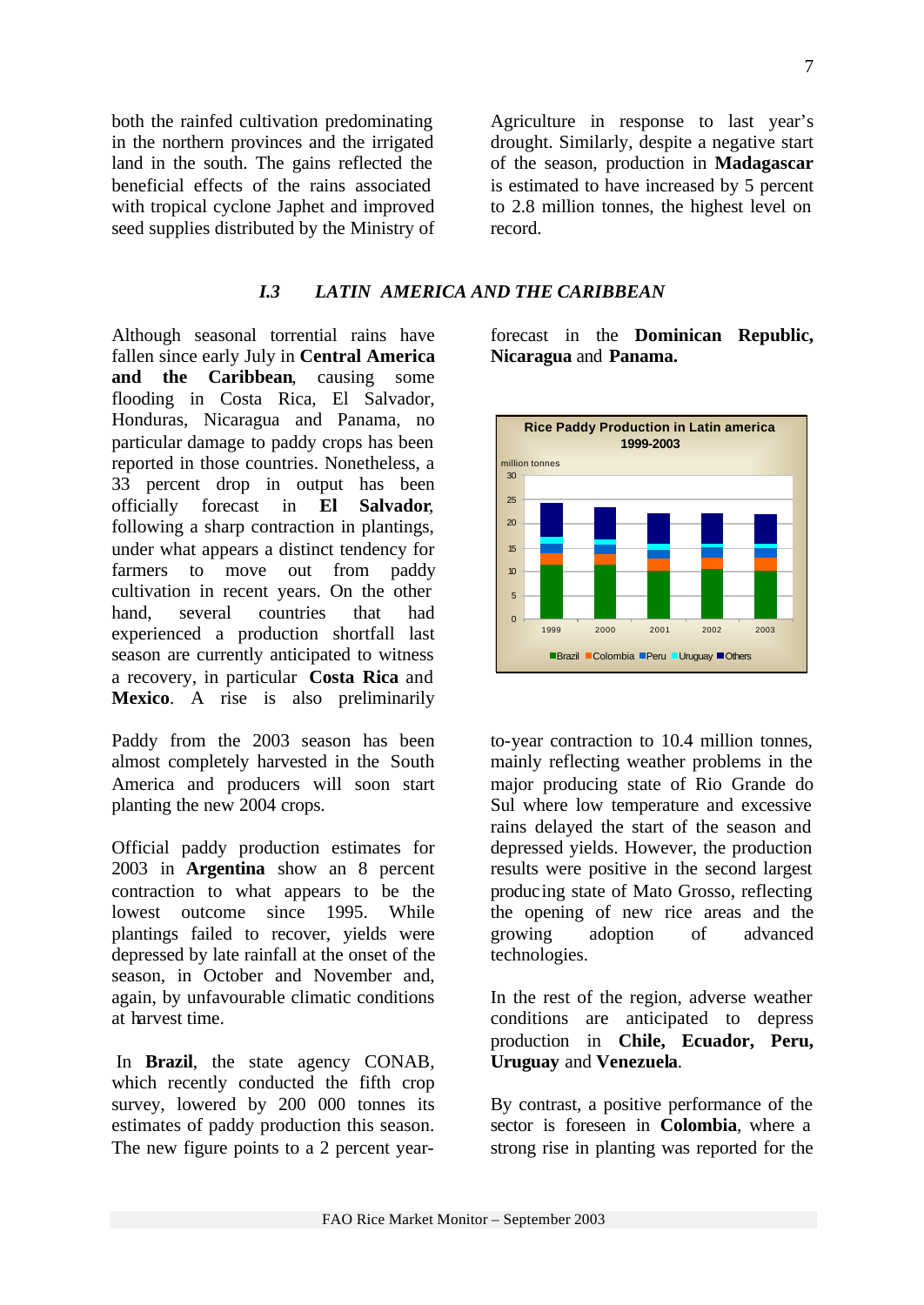both the rainfed cultivation predominating in the northern provinces and the irrigated land in the south. The gains reflected the beneficial effects of the rains associated with tropical cyclone Japhet and improved seed supplies distributed by the Ministry of Agriculture in response to last year's drought. Similarly, despite a negative start of the season, production in **Madagascar** is estimated to have increased by 5 percent to 2.8 million tonnes, the highest level on record.

### *I.3 LATIN AMERICA AND THE CARIBBEAN*

Although seasonal torrential rains have fallen since early July in **Central America and the Caribbean**, causing some flooding in Costa Rica, El Salvador, Honduras, Nicaragua and Panama, no particular damage to paddy crops has been reported in those countries. Nonetheless, a 33 percent drop in output has been officially forecast in **El Salvador**, following a sharp contraction in plantings, under what appears a distinct tendency for farmers to move out from paddy cultivation in recent years. On the other hand, several countries that had experienced a production shortfall last season are currently anticipated to witness a recovery, in particular **Costa Rica** and **Mexico**. A rise is also preliminarily forecast in the **Dominican Republic, Nicaragua** and **Panama.**

Paddy from the 2003 season has been almost completely harvested in the South America and producers will soon start planting the new 2004 crops.

Official paddy production estimates for 2003 in **Argentina** show an 8 percent contraction to what appears to be the lowest outcome since 1995. While plantings failed to recover, yields were depressed by late rainfall at the onset of the season, in October and November and, again, by unfavourable climatic conditions at harvest time.

In **Brazil**, the state agency CONAB, which recently conducted the fifth crop survey, lowered by 200 000 tonnes its estimates of paddy production this season. The new figure points to a 2 percent year-to-year contraction to 10.4 million tonnes, mainly reflecting weather problems in the major producing state of Rio Grande do Sul where low temperature and excessive rains delayed the start of the season and depressed yields. However, the production results were positive in the second largest producing state of Mato Grosso, reflecting the opening of new rice areas and the growing adoption of advanced technologies.

In the rest of the region, adverse weather conditions are anticipated to depress production in **Chile, Ecuador, Peru, Uruguay** and **Venezuela**.

By contrast, a positive performance of the sector is foreseen in **Colombia**, where a strong rise in planting was reported for the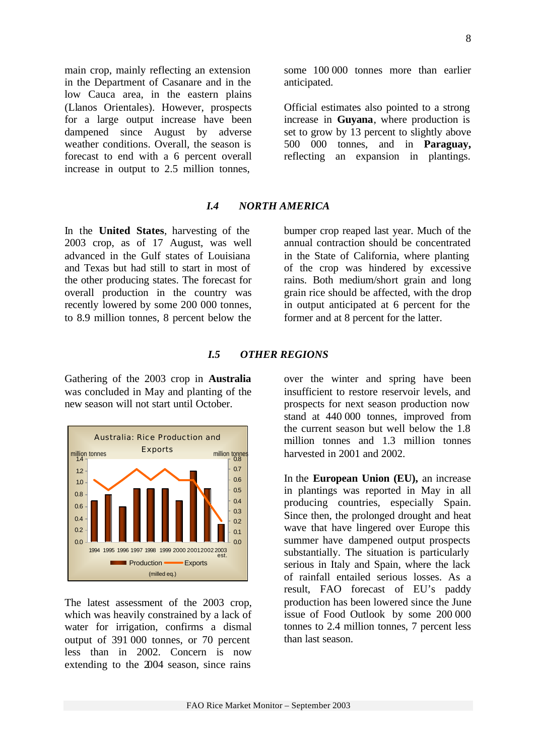main crop, mainly reflecting an extension in the Department of Casanare and in the low Cauca area, in the eastern plains (Llanos Orientales). However, prospects for a large output increase have been dampened since August by adverse weather conditions. Overall, the season is forecast to end with a 6 percent overall increase in output to 2.5 million tonnes, some 100 000 tonnes more than earlier anticipated.

Official estimates also pointed to a strong increase in **Guyana**, where production is set to grow by 13 percent to slightly above 500 000 tonnes, and in **Paraguay,** reflecting an expansion in plantings.

### *I.4 NORTH AMERICA*

In the **United States**, harvesting of the 2003 crop, as of 17 August, was well advanced in the Gulf states of Louisiana and Texas but had still to start in most of the other producing states. The forecast for overall production in the country was recently lowered by some 200 000 tonnes, to 8.9 million tonnes, 8 percent below the bumper crop reaped last year. Much of the annual contraction should be concentrated in the State of California, where planting of the crop was hindered by excessive rains. Both medium/short grain and long grain rice should be affected, with the drop in output anticipated at 6 percent for the former and at 8 percent for the latter.

### *I.5 OTHER REGIONS*

Gathering of the 2003 crop in **Australia** was concluded in May and planting of the new season will not start until October.

Australia: Rice Production and Exports

The latest assessment of the 2003 crop, which was heavily constrained by a lack of water for irrigation, confirms a dismal output of 391 000 tonnes, or 70 percent less than in 2002. Concern is now extending to the 2004 season, since rains over the winter and spring have been insufficient to restore reservoir levels, and prospects for next season production now stand at 440 000 tonnes, improved from the current season but well below the 1.8 million tonnes and 1.3 million tonnes harvested in 2001 and 2002.

In the **European Union (EU),** an increase in plantings was reported in May in all producing countries, especially Spain. Since then, the prolonged drought and heat wave that have lingered over Europe this summer have dampened output prospects substantially. The situation is particularly serious in Italy and Spain, where the lack of rainfall entailed serious losses. As a result, FAO forecast of EU's paddy production has been lowered since the June issue of Food Outlook by some 200 000 tonnes to 2.4 million tonnes, 7 percent less than last season.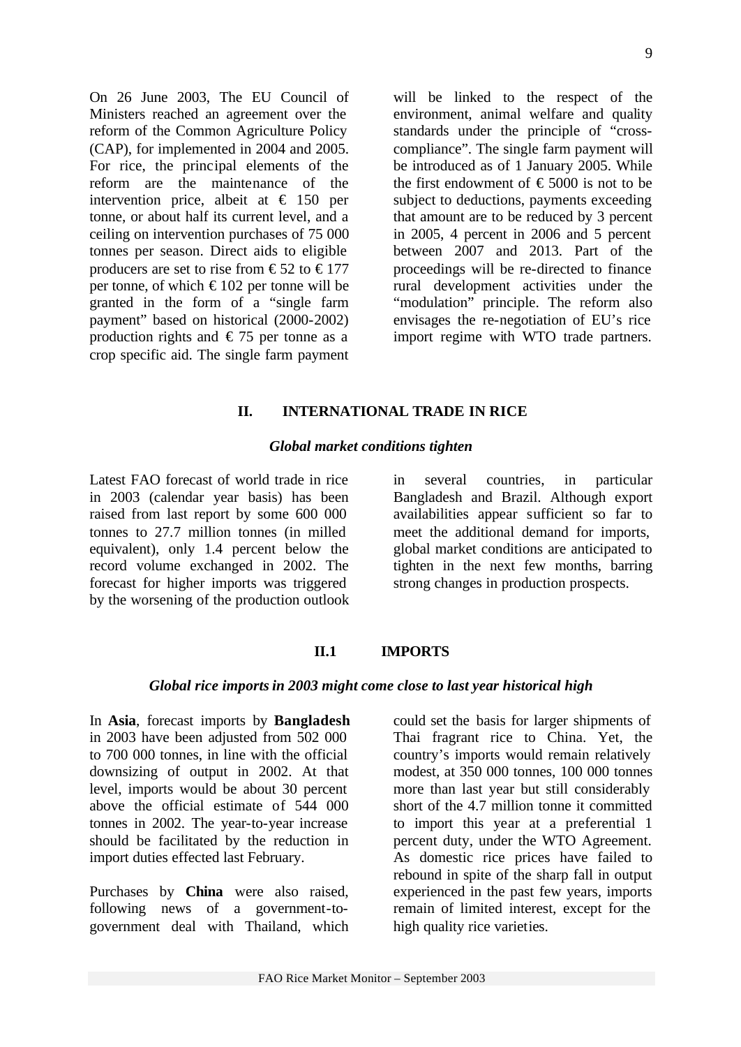On 26 June 2003, The EU Council of Ministers reached an agreement over the reform of the Common Agriculture Policy (CAP), for implemented in 2004 and 2005. For rice, the principal elements of the reform are the maintenance of the intervention price, albeit at € 150 per tonne, or about half its current level, and a ceiling on intervention purchases of 75 000 tonnes per season. Direct aids to eligible producers are set to rise from € 52 to € 177 per tonne, of which € 102 per tonne will be granted in the form of a "single farm payment" based on historical (2000-2002) production rights and € 75 per tonne as a crop specific aid. The single farm payment will be linked to the respect of the environment, animal welfare and quality standards under the principle of "cross-compliance". The single farm payment will be introduced as of 1 January 2005. While the first endowment of € 5000 is not to be subject to deductions, payments exceeding that amount are to be reduced by 3 percent in 2005, 4 percent in 2006 and 5 percent between 2007 and 2013. Part of the proceedings will be re-directed to finance rural development activities under the "modulation" principle. The reform also envisages the re-negotiation of EU's rice import regime with WTO trade partners.

## II. INTERNATIONAL TRADE IN RICE

***Global market conditions tighten***

Latest FAO forecast of world trade in rice in 2003 (calendar year basis) has been raised from last report by some 600 000 tonnes to 27.7 million tonnes (in milled equivalent), only 1.4 percent below the record volume exchanged in 2002. The forecast for higher imports was triggered by the worsening of the production outlook in several countries, in particular Bangladesh and Brazil. Although export availabilities appear sufficient so far to meet the additional demand for imports, global market conditions are anticipated to tighten in the next few months, barring strong changes in production prospects.

### II.1 IMPORTS

***Global rice imports in 2003 might come close to last year historical high***

In **Asia**, forecast imports by **Bangladesh** in 2003 have been adjusted from 502 000 to 700 000 tonnes, in line with the official downsizing of output in 2002. At that level, imports would be about 30 percent above the official estimate of 544 000 tonnes in 2002. The year-to-year increase should be facilitated by the reduction in import duties effected last February.

Purchases by **China** were also raised, following news of a government-to-government deal with Thailand, which could set the basis for larger shipments of Thai fragrant rice to China. Yet, the country's imports would remain relatively modest, at 350 000 tonnes, 100 000 tonnes more than last year but still considerably short of the 4.7 million tonne it committed to import this year at a preferential 1 percent duty, under the WTO Agreement. As domestic rice prices have failed to rebound in spite of the sharp fall in output experienced in the past few years, imports remain of limited interest, except for the high quality rice varieties.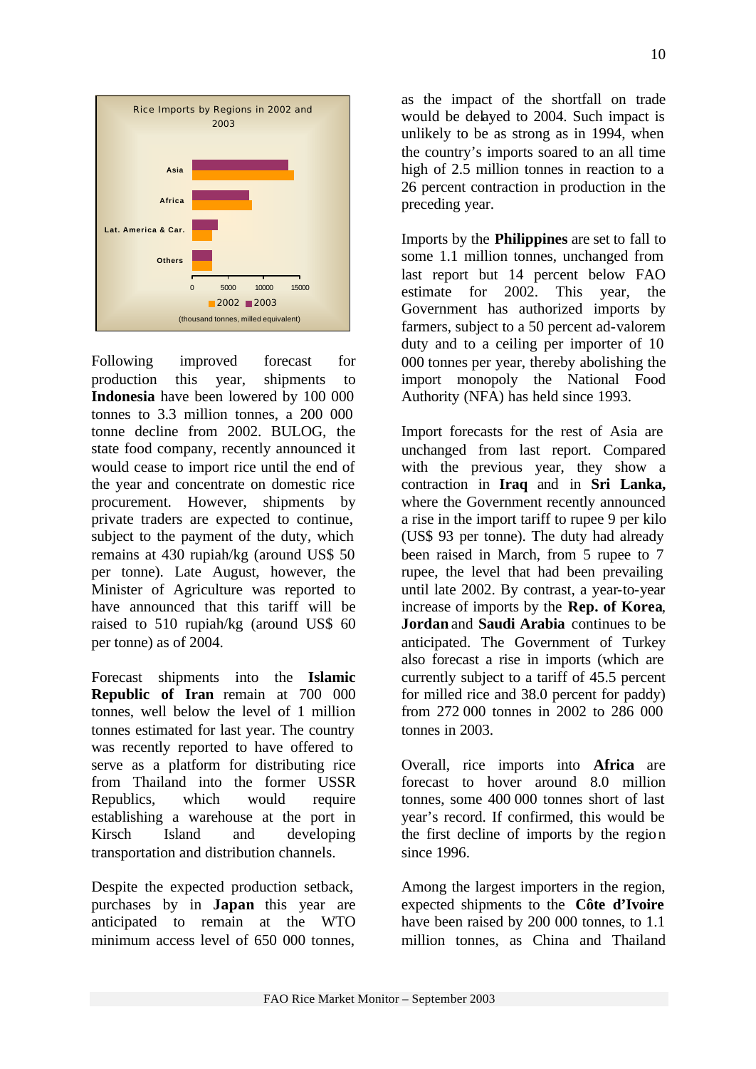Rice Imports by Regions in 2002 and 2003

(thousand tonnes, milled equivalent)

Following improved forecast for production this year, shipments to **Indonesia** have been lowered by 100 000 tonnes to 3.3 million tonnes, a 200 000 tonne decline from 2002. BULOG, the state food company, recently announced it would cease to import rice until the end of the year and concentrate on domestic rice procurement. However, shipments by private traders are expected to continue, subject to the payment of the duty, which remains at 430 rupiah/kg (around US$ 50 per tonne). Late August, however, the Minister of Agriculture was reported to have announced that this tariff will be raised to 510 rupiah/kg (around US$ 60 per tonne) as of 2004.

Forecast shipments into the **Islamic Republic of Iran** remain at 700 000 tonnes, well below the level of 1 million tonnes estimated for last year. The country was recently reported to have offered to serve as a platform for distributing rice from Thailand into the former USSR Republics, which would require establishing a warehouse at the port in Kirsch Island and developing transportation and distribution channels.

Despite the expected production setback, purchases by in **Japan** this year are anticipated to remain at the WTO minimum access level of 650 000 tonnes, as the impact of the shortfall on trade would be delayed to 2004. Such impact is unlikely to be as strong as in 1994, when the country's imports soared to an all time high of 2.5 million tonnes in reaction to a 26 percent contraction in production in the preceding year.

Imports by the **Philippines** are set to fall to some 1.1 million tonnes, unchanged from last report but 14 percent below FAO estimate for 2002. This year, the Government has authorized imports by farmers, subject to a 50 percent ad-valorem duty and to a ceiling per importer of 10 000 tonnes per year, thereby abolishing the import monopoly the National Food Authority (NFA) has held since 1993.

Import forecasts for the rest of Asia are unchanged from last report. Compared with the previous year, they show a contraction in **Iraq** and in **Sri Lanka,** where the Government recently announced a rise in the import tariff to rupee 9 per kilo (US$ 93 per tonne). The duty had already been raised in March, from 5 rupee to 7 rupee, the level that had been prevailing until late 2002. By contrast, a year-to-year increase of imports by the **Rep. of Korea**, **Jordan** and **Saudi Arabia** continues to be anticipated. The Government of Turkey also forecast a rise in imports (which are currently subject to a tariff of 45.5 percent for milled rice and 38.0 percent for paddy) from 272 000 tonnes in 2002 to 286 000 tonnes in 2003.

Overall, rice imports into **Africa** are forecast to hover around 8.0 million tonnes, some 400 000 tonnes short of last year's record. If confirmed, this would be the first decline of imports by the region since 1996.

Among the largest importers in the region, expected shipments to the **Côte d'Ivoire** have been raised by 200 000 tonnes, to 1.1 million tonnes, as China and Thailand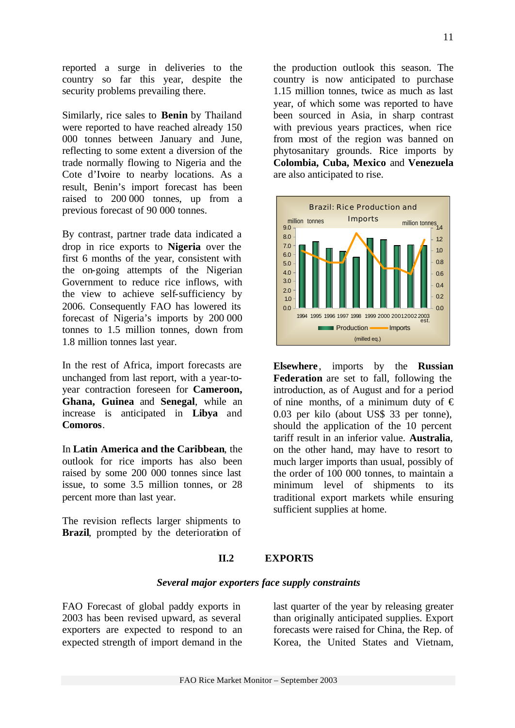reported a surge in deliveries to the country so far this year, despite the security problems prevailing there.

Similarly, rice sales to **Benin** by Thailand were reported to have reached already 150 000 tonnes between January and June, reflecting to some extent a diversion of the trade normally flowing to Nigeria and the Cote d'Ivoire to nearby locations. As a result, Benin's import forecast has been raised to 200 000 tonnes, up from a previous forecast of 90 000 tonnes.

By contrast, partner trade data indicated a drop in rice exports to **Nigeria** over the first 6 months of the year, consistent with the on-going attempts of the Nigerian Government to reduce rice inflows, with the view to achieve self-sufficiency by 2006. Consequently FAO has lowered its forecast of Nigeria's imports by 200 000 tonnes to 1.5 million tonnes, down from 1.8 million tonnes last year.

In the rest of Africa, import forecasts are unchanged from last report, with a year-to-year contraction foreseen for **Cameroon, Ghana, Guinea** and **Senegal**, while an increase is anticipated in **Libya** and **Comoros**.

In **Latin America and the Caribbean**, the outlook for rice imports has also been raised by some 200 000 tonnes since last issue, to some 3.5 million tonnes, or 28 percent more than last year.

The revision reflects larger shipments to **Brazil**, prompted by the deterioration of the production outlook this season. The country is now anticipated to purchase 1.15 million tonnes, twice as much as last year, of which some was reported to have been sourced in Asia, in sharp contrast with previous years practices, when rice from most of the region was banned on phytosanitary grounds. Rice imports by **Colombia, Cuba, Mexico** and **Venezuela** are also anticipated to rise.

Brazil: Rice Production and Imports

**Elsewhere**, imports by the **Russian Federation** are set to fall, following the introduction, as of August and for a period of nine months, of a minimum duty of € 0.03 per kilo (about US$ 33 per tonne), should the application of the 10 percent tariff result in an inferior value. **Australia**, on the other hand, may have to resort to much larger imports than usual, possibly of the order of 100 000 tonnes, to maintain a minimum level of shipments to its traditional export markets while ensuring sufficient supplies at home.

## II.2 EXPORTS

### *Several major exporters face supply constraints*

FAO Forecast of global paddy exports in 2003 has been revised upward, as several exporters are expected to respond to an expected strength of import demand in the last quarter of the year by releasing greater than originally anticipated supplies. Export forecasts were raised for China, the Rep. of Korea, the United States and Vietnam,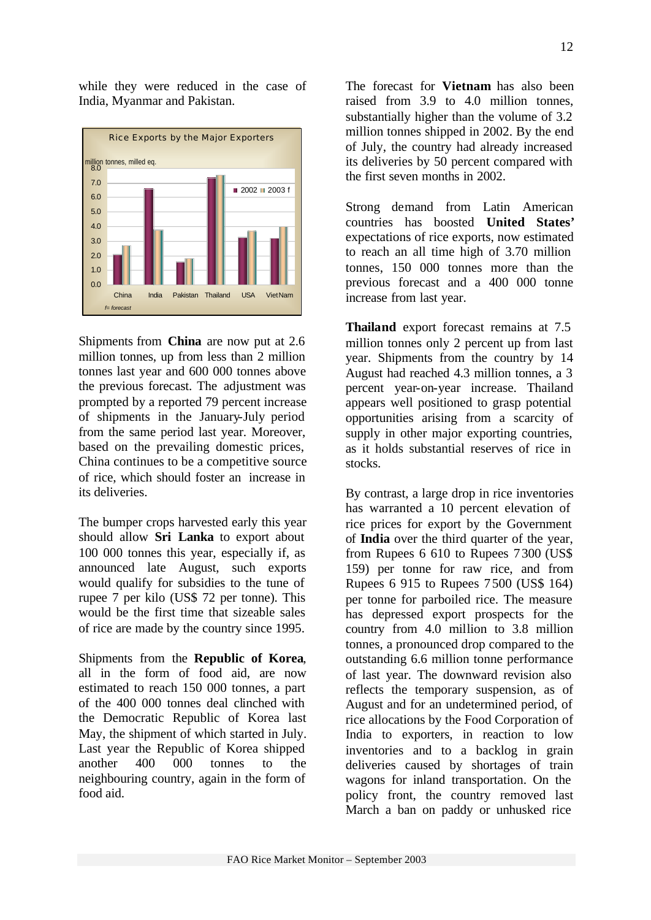while they were reduced in the case of India, Myanmar and Pakistan.

Rice Exports by the Major Exporters

million tonnes, milled eq.

| | 2002 | 2003 f |
|---|---|---|
| China | 2.1 | 2.7 |
| India | 6.6 | 3.8 |
| Pakistan | 1.6 | 1.8 |
| Thailand | 7.3 | 7.5 |
| USA | 3.3 | 3.7 |
| VietNam | 3.2 | 4.0 |

*f= forecast*

Shipments from **China** are now put at 2.6 million tonnes, up from less than 2 million tonnes last year and 600 000 tonnes above the previous forecast. The adjustment was prompted by a reported 79 percent increase of shipments in the January-July period from the same period last year. Moreover, based on the prevailing domestic prices, China continues to be a competitive source of rice, which should foster an increase in its deliveries.

The bumper crops harvested early this year should allow **Sri Lanka** to export about 100 000 tonnes this year, especially if, as announced late August, such exports would qualify for subsidies to the tune of rupee 7 per kilo (US$ 72 per tonne). This would be the first time that sizeable sales of rice are made by the country since 1995.

Shipments from the **Republic of Korea**, all in the form of food aid, are now estimated to reach 150 000 tonnes, a part of the 400 000 tonnes deal clinched with the Democratic Republic of Korea last May, the shipment of which started in July. Last year the Republic of Korea shipped another 400 000 tonnes to the neighbouring country, again in the form of food aid.

The forecast for **Vietnam** has also been raised from 3.9 to 4.0 million tonnes, substantially higher than the volume of 3.2 million tonnes shipped in 2002. By the end of July, the country had already increased its deliveries by 50 percent compared with the first seven months in 2002.

Strong demand from Latin American countries has boosted **United States'** expectations of rice exports, now estimated to reach an all time high of 3.70 million tonnes, 150 000 tonnes more than the previous forecast and a 400 000 tonne increase from last year.

**Thailand** export forecast remains at 7.5 million tonnes only 2 percent up from last year. Shipments from the country by 14 August had reached 4.3 million tonnes, a 3 percent year-on-year increase. Thailand appears well positioned to grasp potential opportunities arising from a scarcity of supply in other major exporting countries, as it holds substantial reserves of rice in stocks.

By contrast, a large drop in rice inventories has warranted a 10 percent elevation of rice prices for export by the Government of **India** over the third quarter of the year, from Rupees 6 610 to Rupees 7 300 (US$ 159) per tonne for raw rice, and from Rupees 6 915 to Rupees 7 500 (US$ 164) per tonne for parboiled rice. The measure has depressed export prospects for the country from 4.0 million to 3.8 million tonnes, a pronounced drop compared to the outstanding 6.6 million tonne performance of last year. The downward revision also reflects the temporary suspension, as of August and for an undetermined period, of rice allocations by the Food Corporation of India to exporters, in reaction to low inventories and to a backlog in grain deliveries caused by shortages of train wagons for inland transportation. On the policy front, the country removed last March a ban on paddy or unhusked rice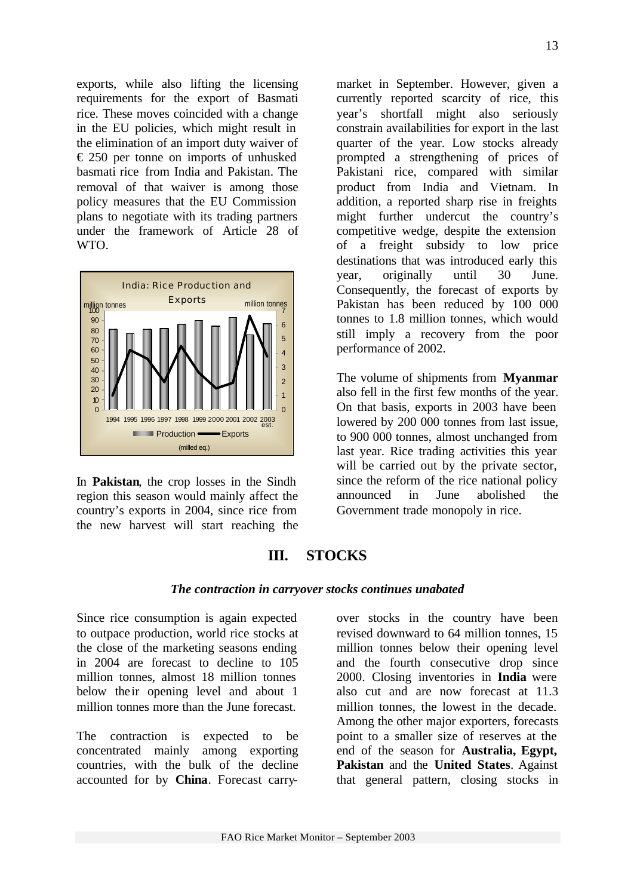exports, while also lifting the licensing requirements for the export of Basmati rice. These moves coincided with a change in the EU policies, which might result in the elimination of an import duty waiver of € 250 per tonne on imports of unhusked basmati rice from India and Pakistan. The removal of that waiver is among those policy measures that the EU Commission plans to negotiate with its trading partners under the framework of Article 28 of WTO.

In **Pakistan**, the crop losses in the Sindh region this season would mainly affect the country's exports in 2004, since rice from the new harvest will start reaching the market in September. However, given a currently reported scarcity of rice, this year's shortfall might also seriously constrain availabilities for export in the last quarter of the year. Low stocks already prompted a strengthening of prices of Pakistani rice, compared with similar product from India and Vietnam. In addition, a reported sharp rise in freights might further undercut the country's competitive wedge, despite the extension of a freight subsidy to low price destinations that was introduced early this year, originally until 30 June. Consequently, the forecast of exports by Pakistan has been reduced by 100 000 tonnes to 1.8 million tonnes, which would still imply a recovery from the poor performance of 2002.

The volume of shipments from **Myanmar** also fell in the first few months of the year. On that basis, exports in 2003 have been lowered by 200 000 tonnes from last issue, to 900 000 tonnes, almost unchanged from last year. Rice trading activities this year will be carried out by the private sector, since the reform of the rice national policy announced in June abolished the Government trade monopoly in rice.

## III. STOCKS

***The contraction in carryover stocks continues unabated***

Since rice consumption is again expected to outpace production, world rice stocks at the close of the marketing seasons ending in 2004 are forecast to decline to 105 million tonnes, almost 18 million tonnes below their opening level and about 1 million tonnes more than the June forecast.

The contraction is expected to be concentrated mainly among exporting countries, with the bulk of the decline accounted for by **China**. Forecast carry-over stocks in the country have been revised downward to 64 million tonnes, 15 million tonnes below their opening level and the fourth consecutive drop since 2000. Closing inventories in **India** were also cut and are now forecast at 11.3 million tonnes, the lowest in the decade. Among the other major exporters, forecasts point to a smaller size of reserves at the end of the season for **Australia, Egypt, Pakistan** and the **United States**. Against that general pattern, closing stocks in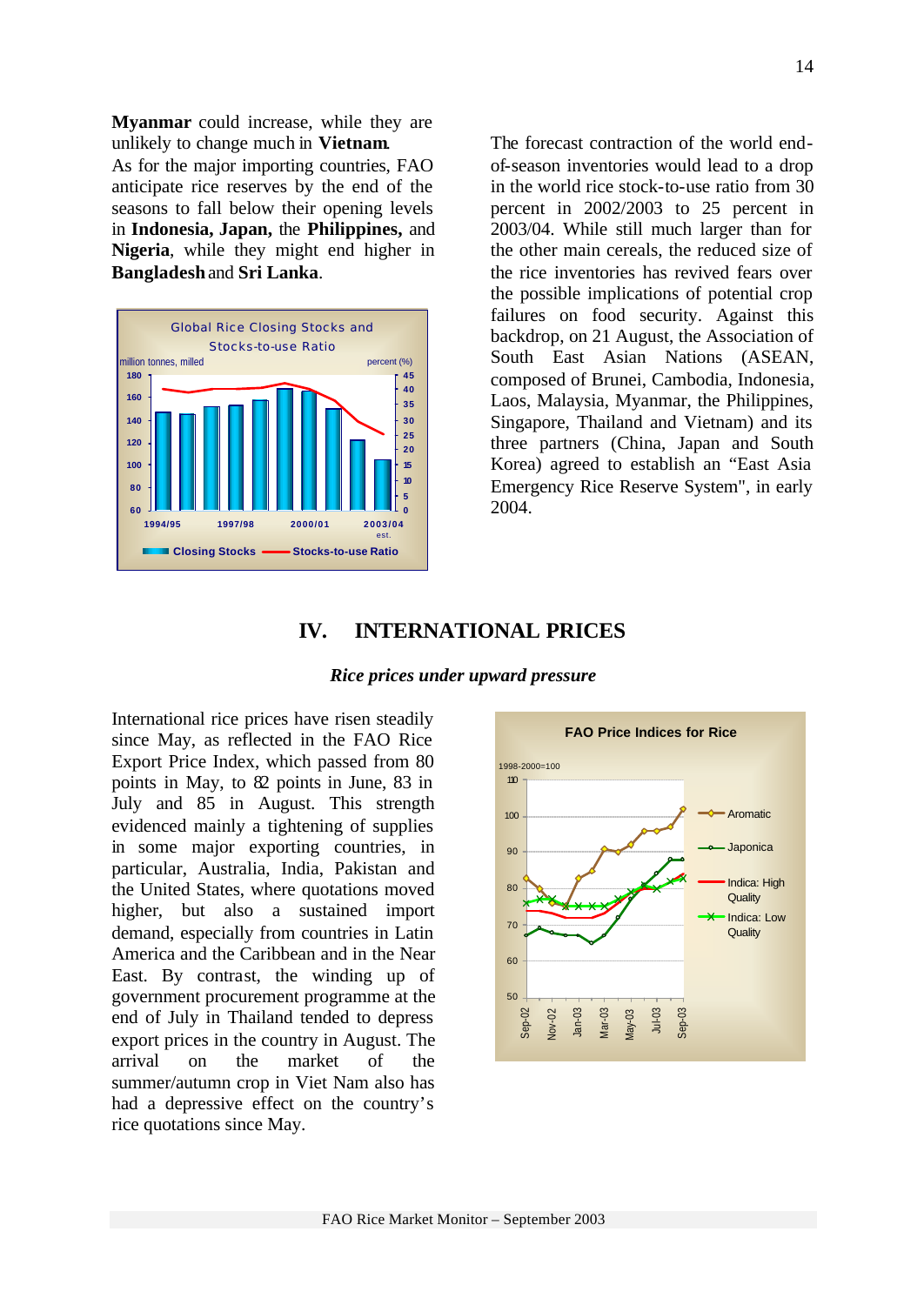**Myanmar** could increase, while they are unlikely to change much in **Vietnam**.

As for the major importing countries, FAO anticipate rice reserves by the end of the seasons to fall below their opening levels in **Indonesia, Japan,** the **Philippines,** and **Nigeria**, while they might end higher in **Bangladesh** and **Sri Lanka**.

The forecast contraction of the world end-of-season inventories would lead to a drop in the world rice stock-to-use ratio from 30 percent in 2002/2003 to 25 percent in 2003/04. While still much larger than for the other main cereals, the reduced size of the rice inventories has revived fears over the possible implications of potential crop failures on food security. Against this backdrop, on 21 August, the Association of South East Asian Nations (ASEAN, composed of Brunei, Cambodia, Indonesia, Laos, Malaysia, Myanmar, the Philippines, Singapore, Thailand and Vietnam) and its three partners (China, Japan and South Korea) agreed to establish an "East Asia Emergency Rice Reserve System", in early 2004.

## IV. INTERNATIONAL PRICES

***Rice prices under upward pressure***

International rice prices have risen steadily since May, as reflected in the FAO Rice Export Price Index, which passed from 80 points in May, to 82 points in June, 83 in July and 85 in August. This strength evidenced mainly a tightening of supplies in some major exporting countries, in particular, Australia, India, Pakistan and the United States, where quotations moved higher, but also a sustained import demand, especially from countries in Latin America and the Caribbean and in the Near East. By contrast, the winding up of government procurement programme at the end of July in Thailand tended to depress export prices in the country in August. The arrival on the market of the summer/autumn crop in Viet Nam also has had a depressive effect on the country's rice quotations since May.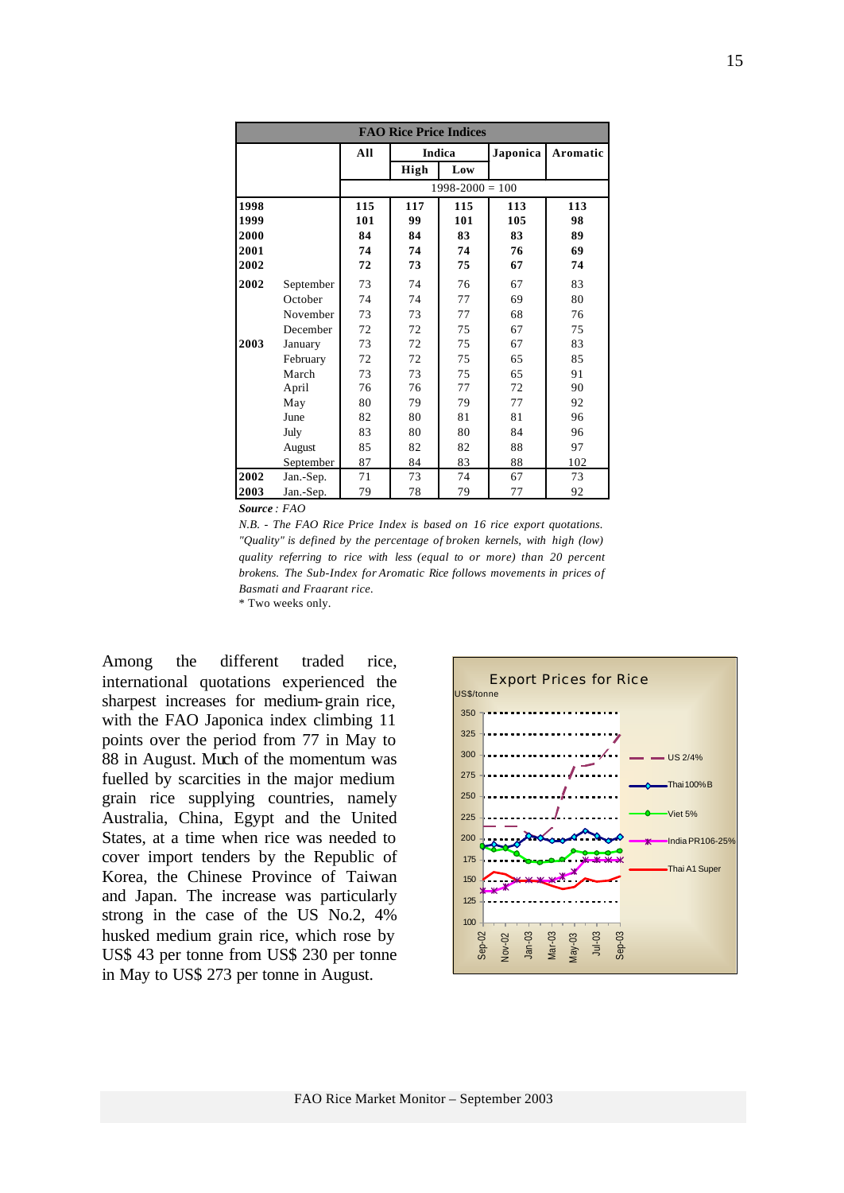| FAO Rice Price Indices | | | | | | |
|---|---|---|---|---|---|---|
| | | All | Indica | | Japonica | Aromatic |
| | | | High | Low | | |
| | | 1998-2000 = 100 | | | | |
| **1998** | | **115** | **117** | **115** | **113** | **113** |
| **1999** | | **101** | **99** | **101** | **105** | **98** |
| **2000** | | **84** | **84** | **83** | **83** | **89** |
| **2001** | | **74** | **74** | **74** | **76** | **69** |
| **2002** | | **72** | **73** | **75** | **67** | **74** |
| **2002** | September | 73 | 74 | 76 | 67 | 83 |
| | October | 74 | 74 | 77 | 69 | 80 |
| | November | 73 | 73 | 77 | 68 | 76 |
| | December | 72 | 72 | 75 | 67 | 75 |
| **2003** | January | 73 | 72 | 75 | 67 | 83 |
| | February | 72 | 72 | 75 | 65 | 85 |
| | March | 73 | 73 | 75 | 65 | 91 |
| | April | 76 | 76 | 77 | 72 | 90 |
| | May | 80 | 79 | 79 | 77 | 92 |
| | June | 82 | 80 | 81 | 81 | 96 |
| | July | 83 | 80 | 80 | 84 | 96 |
| | August | 85 | 82 | 82 | 88 | 97 |
| | September | 87 | 84 | 83 | 88 | 102 |
| **2002** | Jan.-Sep. | 71 | 73 | 74 | 67 | 73 |
| **2003** | Jan.-Sep. | 79 | 78 | 79 | 77 | 92 |

***Source** : FAO*

*N.B. - The FAO Rice Price Index is based on 16 rice export quotations. "Quality" is defined by the percentage of broken kernels, with high (low) quality referring to rice with less (equal to or more) than 20 percent brokens. The Sub-Index for Aromatic Rice follows movements in prices of Basmati and Fragrant rice.*

\* Two weeks only.

Among the different traded rice, international quotations experienced the sharpest increases for medium-grain rice, with the FAO Japonica index climbing 11 points over the period from 77 in May to 88 in August. Much of the momentum was fuelled by scarcities in the major medium grain rice supplying countries, namely Australia, China, Egypt and the United States, at a time when rice was needed to cover import tenders by the Republic of Korea, the Chinese Province of Taiwan and Japan. The increase was particularly strong in the case of the US No.2, 4% husked medium grain rice, which rose by US$ 43 per tonne from US$ 230 per tonne in May to US$ 273 per tonne in August.

Export Prices for Rice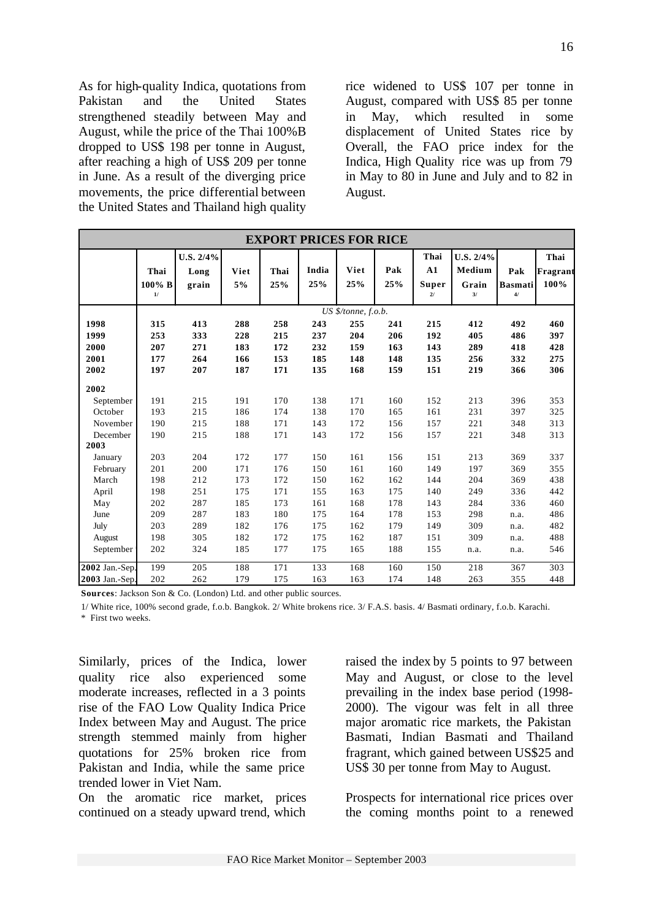As for high-quality Indica, quotations from Pakistan and the United States strengthened steadily between May and August, while the price of the Thai 100%B dropped to US$ 198 per tonne in August, after reaching a high of US$ 209 per tonne in June. As a result of the diverging price movements, the price differential between the United States and Thailand high quality rice widened to US$ 107 per tonne in August, compared with US$ 85 per tonne in May, which resulted in some displacement of United States rice by Overall, the FAO price index for the Indica, High Quality rice was up from 79 in May to 80 in June and July and to 82 in August.

**EXPORT PRICES FOR RICE**

| | Thai 100% B 1/ | U.S. 2/4% Long grain | Viet 5% | Thai 25% | India 25% | Viet 25% | Pak 25% | Thai A1 Super 2/ | U.S. 2/4% Medium Grain 3/ | Pak Basmati 4/ | Thai Fragrant 100% |
|---|---|---|---|---|---|---|---|---|---|---|---|
| | *US $/tonne, f.o.b.* | | | | | | | | | | |
| **1998** | **315** | **413** | **288** | **258** | **243** | **255** | **241** | **215** | **412** | **492** | **460** |
| **1999** | **253** | **333** | **228** | **215** | **237** | **204** | **206** | **192** | **405** | **486** | **397** |
| **2000** | **207** | **271** | **183** | **172** | **232** | **159** | **163** | **143** | **289** | **418** | **428** |
| **2001** | **177** | **264** | **166** | **153** | **185** | **148** | **148** | **135** | **256** | **332** | **275** |
| **2002** | **197** | **207** | **187** | **171** | **135** | **168** | **159** | **151** | **219** | **366** | **306** |
| **2002** | | | | | | | | | | | |
| September | 191 | 215 | 191 | 170 | 138 | 171 | 160 | 152 | 213 | 396 | 353 |
| October | 193 | 215 | 186 | 174 | 138 | 170 | 165 | 161 | 231 | 397 | 325 |
| November | 190 | 215 | 188 | 171 | 143 | 172 | 156 | 157 | 221 | 348 | 313 |
| December | 190 | 215 | 188 | 171 | 143 | 172 | 156 | 157 | 221 | 348 | 313 |
| **2003** | | | | | | | | | | | |
| January | 203 | 204 | 172 | 177 | 150 | 161 | 156 | 151 | 213 | 369 | 337 |
| February | 201 | 200 | 171 | 176 | 150 | 161 | 160 | 149 | 197 | 369 | 355 |
| March | 198 | 212 | 173 | 172 | 150 | 162 | 162 | 144 | 204 | 369 | 438 |
| April | 198 | 251 | 175 | 171 | 155 | 163 | 175 | 140 | 249 | 336 | 442 |
| May | 202 | 287 | 185 | 173 | 161 | 168 | 178 | 143 | 284 | 336 | 460 |
| June | 209 | 287 | 183 | 180 | 175 | 164 | 178 | 153 | 298 | n.a. | 486 |
| July | 203 | 289 | 182 | 176 | 175 | 162 | 179 | 149 | 309 | n.a. | 482 |
| August | 198 | 305 | 182 | 172 | 175 | 162 | 187 | 151 | 309 | n.a. | 488 |
| September | 202 | 324 | 185 | 177 | 175 | 165 | 188 | 155 | n.a. | n.a. | 546 |
| **2002** Jan.-Sep. | 199 | 205 | 188 | 171 | 133 | 168 | 160 | 150 | 218 | 367 | 303 |
| **2003** Jan.-Sep. | 202 | 262 | 179 | 175 | 163 | 163 | 174 | 148 | 263 | 355 | 448 |

**Sources**: Jackson Son & Co. (London) Ltd. and other public sources.

1/ White rice, 100% second grade, f.o.b. Bangkok. 2/ White brokens rice. 3/ F.A.S. basis. 4/ Basmati ordinary, f.o.b. Karachi.

\* First two weeks.

Similarly, prices of the Indica, lower quality rice also experienced some moderate increases, reflected in a 3 points rise of the FAO Low Quality Indica Price Index between May and August. The price strength stemmed mainly from higher quotations for 25% broken rice from Pakistan and India, while the same price trended lower in Viet Nam.

On the aromatic rice market, prices continued on a steady upward trend, which raised the index by 5 points to 97 between May and August, or close to the level prevailing in the index base period (1998-2000). The vigour was felt in all three major aromatic rice markets, the Pakistan Basmati, Indian Basmati and Thailand fragrant, which gained between US$25 and US$ 30 per tonne from May to August.

Prospects for international rice prices over the coming months point to a renewed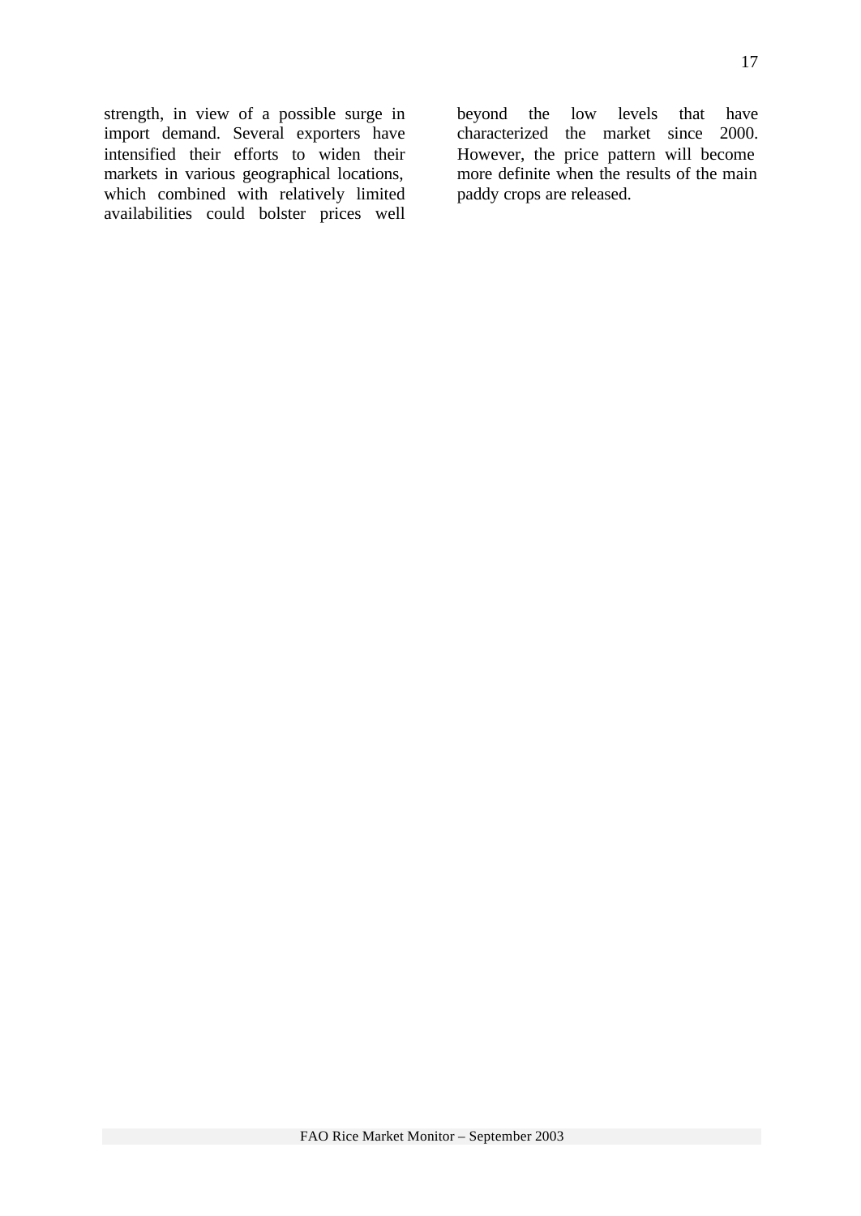strength, in view of a possible surge in import demand. Several exporters have intensified their efforts to widen their markets in various geographical locations, which combined with relatively limited availabilities could bolster prices well beyond the low levels that have characterized the market since 2000. However, the price pattern will become more definite when the results of the main paddy crops are released.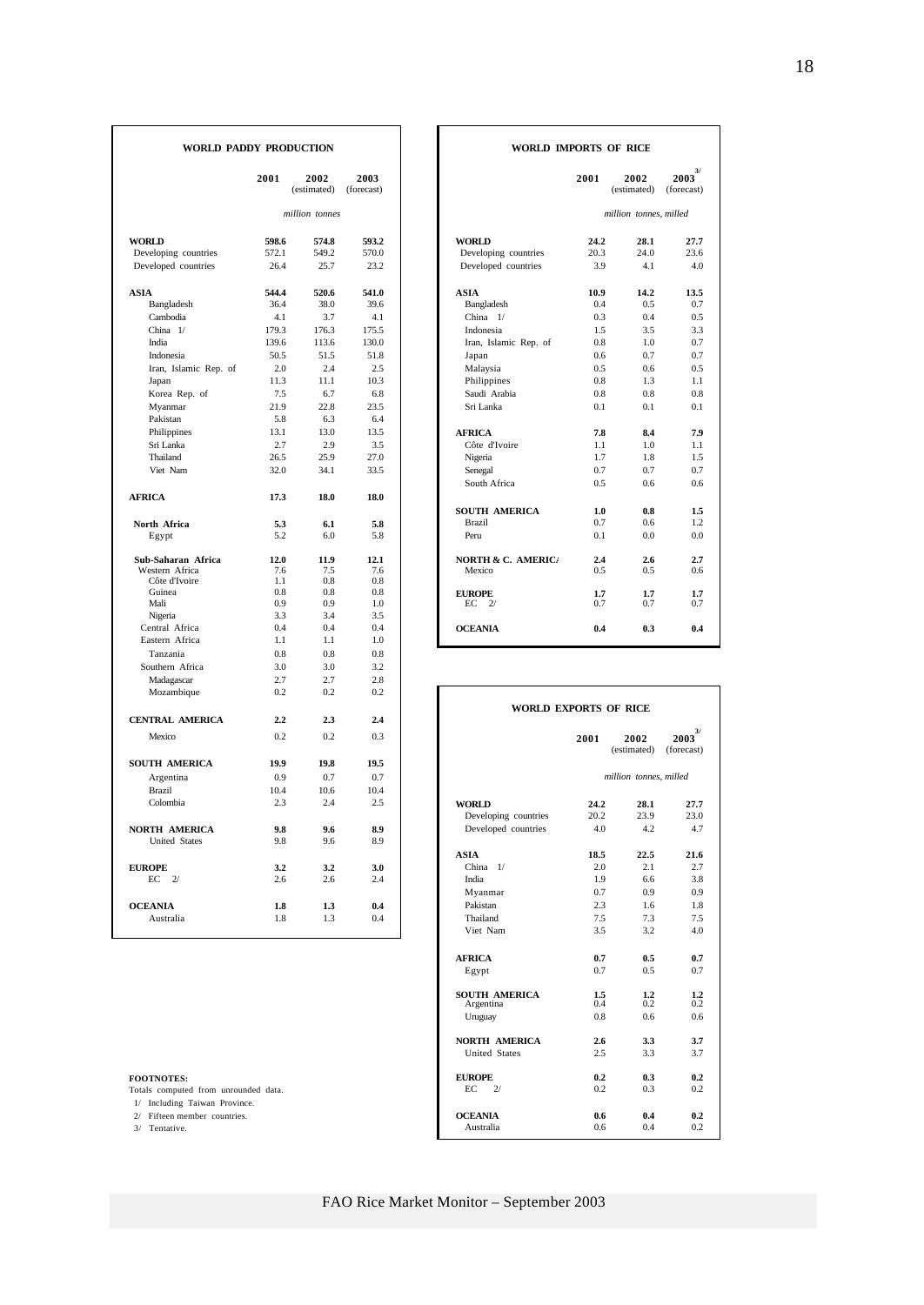## WORLD PADDY PRODUCTION

| | 2001 | 2002 (estimated) | 2003 (forecast) |
|---|---|---|---|
| | | *million tonnes* | |
| **WORLD** | **598.6** | **574.8** | **593.2** |
| Developing countries | 572.1 | 549.2 | 570.0 |
| Developed countries | 26.4 | 25.7 | 23.2 |
| **ASIA** | **544.4** | **520.6** | **541.0** |
| Bangladesh | 36.4 | 38.0 | 39.6 |
| Cambodia | 4.1 | 3.7 | 4.1 |
| China 1/ | 179.3 | 176.3 | 175.5 |
| India | 139.6 | 113.6 | 130.0 |
| Indonesia | 50.5 | 51.5 | 51.8 |
| Iran, Islamic Rep. of | 2.0 | 2.4 | 2.5 |
| Japan | 11.3 | 11.1 | 10.3 |
| Korea Rep. of | 7.5 | 6.7 | 6.8 |
| Myanmar | 21.9 | 22.8 | 23.5 |
| Pakistan | 5.8 | 6.3 | 6.4 |
| Philippines | 13.1 | 13.0 | 13.5 |
| Sri Lanka | 2.7 | 2.9 | 3.5 |
| Thailand | 26.5 | 25.9 | 27.0 |
| Viet Nam | 32.0 | 34.1 | 33.5 |
| **AFRICA** | **17.3** | **18.0** | **18.0** |
| **North Africa** | **5.3** | **6.1** | **5.8** |
| Egypt | 5.2 | 6.0 | 5.8 |
| **Sub-Saharan Africa** | **12.0** | **11.9** | **12.1** |
| Western Africa | 7.6 | 7.5 | 7.6 |
| Côte d'Ivoire | 1.1 | 0.8 | 0.8 |
| Guinea | 0.8 | 0.8 | 0.8 |
| Mali | 0.9 | 0.9 | 1.0 |
| Nigeria | 3.3 | 3.4 | 3.5 |
| Central Africa | 0.4 | 0.4 | 0.4 |
| Eastern Africa | 1.1 | 1.1 | 1.0 |
| Tanzania | 0.8 | 0.8 | 0.8 |
| Southern Africa | 3.0 | 3.0 | 3.2 |
| Madagascar | 2.7 | 2.7 | 2.8 |
| Mozambique | 0.2 | 0.2 | 0.2 |
| **CENTRAL AMERICA** | **2.2** | **2.3** | **2.4** |
| Mexico | 0.2 | 0.2 | 0.3 |
| **SOUTH AMERICA** | **19.9** | **19.8** | **19.5** |
| Argentina | 0.9 | 0.7 | 0.7 |
| Brazil | 10.4 | 10.6 | 10.4 |
| Colombia | 2.3 | 2.4 | 2.5 |
| **NORTH AMERICA** | **9.8** | **9.6** | **8.9** |
| United States | 9.8 | 9.6 | 8.9 |
| **EUROPE** | **3.2** | **3.2** | **3.0** |
| EC 2/ | 2.6 | 2.6 | 2.4 |
| **OCEANIA** | **1.8** | **1.3** | **0.4** |
| Australia | 1.8 | 1.3 | 0.4 |

## WORLD IMPORTS OF RICE

| | 2001 | 2002 (estimated) | 2003 3/ (forecast) |
|---|---|---|---|
| | | *million tonnes, milled* | |
| **WORLD** | **24.2** | **28.1** | **27.7** |
| Developing countries | 20.3 | 24.0 | 23.6 |
| Developed countries | 3.9 | 4.1 | 4.0 |
| **ASIA** | **10.9** | **14.2** | **13.5** |
| Bangladesh | 0.4 | 0.5 | 0.7 |
| China 1/ | 0.3 | 0.4 | 0.5 |
| Indonesia | 1.5 | 3.5 | 3.3 |
| Iran, Islamic Rep. of | 0.8 | 1.0 | 0.7 |
| Japan | 0.6 | 0.7 | 0.7 |
| Malaysia | 0.5 | 0.6 | 0.5 |
| Philippines | 0.8 | 1.3 | 1.1 |
| Saudi Arabia | 0.8 | 0.8 | 0.8 |
| Sri Lanka | 0.1 | 0.1 | 0.1 |
| **AFRICA** | **7.8** | **8.4** | **7.9** |
| Côte d'Ivoire | 1.1 | 1.0 | 1.1 |
| Nigeria | 1.7 | 1.8 | 1.5 |
| Senegal | 0.7 | 0.7 | 0.7 |
| South Africa | 0.5 | 0.6 | 0.6 |
| **SOUTH AMERICA** | **1.0** | **0.8** | **1.5** |
| Brazil | 0.7 | 0.6 | 1.2 |
| Peru | 0.1 | 0.0 | 0.0 |
| **NORTH & C. AMERICA** | **2.4** | **2.6** | **2.7** |
| Mexico | 0.5 | 0.5 | 0.6 |
| **EUROPE** | **1.7** | **1.7** | **1.7** |
| EC 2/ | 0.7 | 0.7 | 0.7 |
| **OCEANIA** | **0.4** | **0.3** | **0.4** |

## WORLD EXPORTS OF RICE

| | 2001 | 2002 (estimated) | 2003 3/ (forecast) |
|---|---|---|---|
| | | *million tonnes, milled* | |
| **WORLD** | **24.2** | **28.1** | **27.7** |
| Developing countries | 20.2 | 23.9 | 23.0 |
| Developed countries | 4.0 | 4.2 | 4.7 |
| **ASIA** | **18.5** | **22.5** | **21.6** |
| China 1/ | 2.0 | 2.1 | 2.7 |
| India | 1.9 | 6.6 | 3.8 |
| Myanmar | 0.7 | 0.9 | 0.9 |
| Pakistan | 2.3 | 1.6 | 1.8 |
| Thailand | 7.5 | 7.3 | 7.5 |
| Viet Nam | 3.5 | 3.2 | 4.0 |
| **AFRICA** | **0.7** | **0.5** | **0.7** |
| Egypt | 0.7 | 0.5 | 0.7 |
| **SOUTH AMERICA** | **1.5** | **1.2** | **1.2** |
| Argentina | 0.4 | 0.2 | 0.2 |
| Uruguay | 0.8 | 0.6 | 0.6 |
| **NORTH AMERICA** | **2.6** | **3.3** | **3.7** |
| United States | 2.5 | 3.3 | 3.7 |
| **EUROPE** | **0.2** | **0.3** | **0.2** |
| EC 2/ | 0.2 | 0.3 | 0.2 |
| **OCEANIA** | **0.6** | **0.4** | **0.2** |
| Australia | 0.6 | 0.4 | 0.2 |

**FOOTNOTES:**
Totals computed from unrounded data.
1/ Including Taiwan Province.
2/ Fifteen member countries.
3/ Tentative.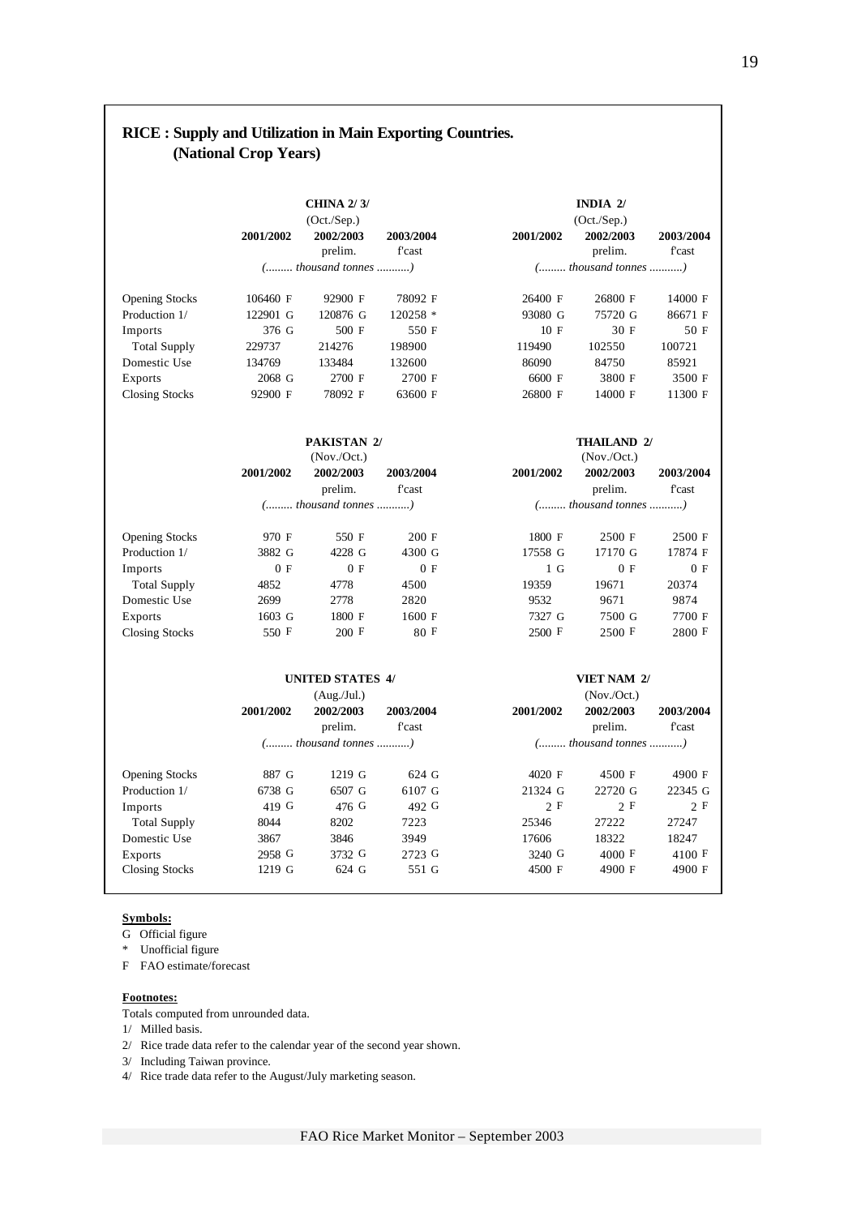## RICE : Supply and Utilization in Main Exporting Countries. (National Crop Years)

| | CHINA 2/ 3/ (Oct./Sep.) | | | INDIA 2/ (Oct./Sep.) | | |
|---|---|---|---|---|---|---|
| | 2001/2002 | 2002/2003 prelim. | 2003/2004 f'cast | 2001/2002 | 2002/2003 prelim. | 2003/2004 f'cast |
| | (......... thousand tonnes ...........) | | | (......... thousand tonnes ...........) | | |
| Opening Stocks | 106460 F | 92900 F | 78092 F | 26400 F | 26800 F | 14000 F |
| Production 1/ | 122901 G | 120876 G | 120258 * | 93080 G | 75720 G | 86671 F |
| Imports | 376 G | 500 F | 550 F | 10 F | 30 F | 50 F |
| Total Supply | 229737 | 214276 | 198900 | 119490 | 102550 | 100721 |
| Domestic Use | 134769 | 133484 | 132600 | 86090 | 84750 | 85921 |
| Exports | 2068 G | 2700 F | 2700 F | 6600 F | 3800 F | 3500 F |
| Closing Stocks | 92900 F | 78092 F | 63600 F | 26800 F | 14000 F | 11300 F |

| | PAKISTAN 2/ (Nov./Oct.) | | | THAILAND 2/ (Nov./Oct.) | | |
|---|---|---|---|---|---|---|
| | 2001/2002 | 2002/2003 prelim. | 2003/2004 f'cast | 2001/2002 | 2002/2003 prelim. | 2003/2004 f'cast |
| | (......... thousand tonnes ...........) | | | (......... thousand tonnes ...........) | | |
| Opening Stocks | 970 F | 550 F | 200 F | 1800 F | 2500 F | 2500 F |
| Production 1/ | 3882 G | 4228 G | 4300 G | 17558 G | 17170 G | 17874 F |
| Imports | 0 F | 0 F | 0 F | 1 G | 0 F | 0 F |
| Total Supply | 4852 | 4778 | 4500 | 19359 | 19671 | 20374 |
| Domestic Use | 2699 | 2778 | 2820 | 9532 | 9671 | 9874 |
| Exports | 1603 G | 1800 F | 1600 F | 7327 G | 7500 G | 7700 F |
| Closing Stocks | 550 F | 200 F | 80 F | 2500 F | 2500 F | 2800 F |

| | UNITED STATES 4/ (Aug./Jul.) | | | VIET NAM 2/ (Nov./Oct.) | | |
|---|---|---|---|---|---|---|
| | 2001/2002 | 2002/2003 prelim. | 2003/2004 f'cast | 2001/2002 | 2002/2003 prelim. | 2003/2004 f'cast |
| | (......... thousand tonnes ...........) | | | (......... thousand tonnes ...........) | | |
| Opening Stocks | 887 G | 1219 G | 624 G | 4020 F | 4500 F | 4900 F |
| Production 1/ | 6738 G | 6507 G | 6107 G | 21324 G | 22720 G | 22345 G |
| Imports | 419 G | 476 G | 492 G | 2 F | 2 F | 2 F |
| Total Supply | 8044 | 8202 | 7223 | 25346 | 27222 | 27247 |
| Domestic Use | 3867 | 3846 | 3949 | 17606 | 18322 | 18247 |
| Exports | 2958 G | 3732 G | 2723 G | 3240 G | 4000 F | 4100 F |
| Closing Stocks | 1219 G | 624 G | 551 G | 4500 F | 4900 F | 4900 F |

**Symbols:**

G Official figure
* Unofficial figure
F FAO estimate/forecast

**Footnotes:**

Totals computed from unrounded data.
1/ Milled basis.
2/ Rice trade data refer to the calendar year of the second year shown.
3/ Including Taiwan province.
4/ Rice trade data refer to the August/July marketing season.